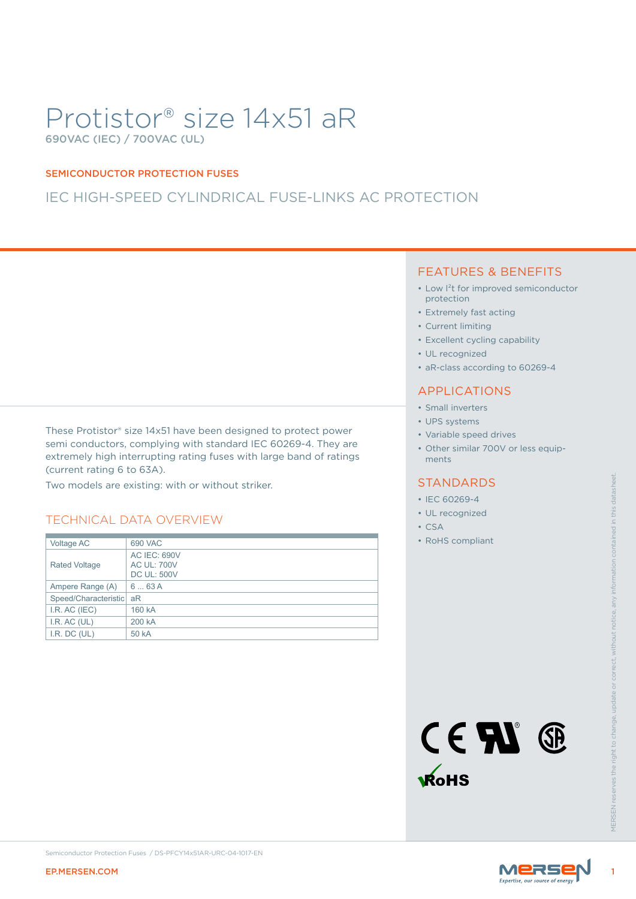# Protistor® size 14x51 aR

690VAC (IEC) / 700VAC (UL)

SEMICONDUCTOR PROTECTION FUSES

IEC HIGH-SPEED CYLINDRICAL FUSE-LINKS AC PROTECTION

These Protistor® size 14x51 have been designed to protect power semi conductors, complying with standard IEC 60269-4. They are extremely high interrupting rating fuses with large band of ratings (current rating 6 to 63A).

Two models are existing: with or without striker.

## TECHNICAL DATA OVERVIEW

| | |
|---|---|
| Voltage AC | 690 VAC |
| Rated Voltage | AC IEC: 690V<br>AC UL: 700V<br>DC UL: 500V |
| Ampere Range (A) | 6 ... 63 A |
| Speed/Characteristic | aR |
| I.R. AC (IEC) | 160 kA |
| I.R. AC (UL) | 200 kA |
| I.R. DC (UL) | 50 kA |

## FEATURES & BENEFITS

- Low $I^2t$ for improved semiconductor protection
- Extremely fast acting
- Current limiting
- Excellent cycling capability
- UL recognized
- aR-class according to 60269-4

## APPLICATIONS

- Small inverters
- UPS systems
- Variable speed drives
- Other similar 700V or less equipments

## STANDARDS

- IEC 60269-4
- UL recognized
- CSA
- RoHS compliant

MERSEN reserves the right to change, update or correct, without notice, any information contained in this datasheet.

Semiconductor Protection Fuses / DS-PFCY14x51AR-URC-04-1017-EN

EP.MERSEN.COM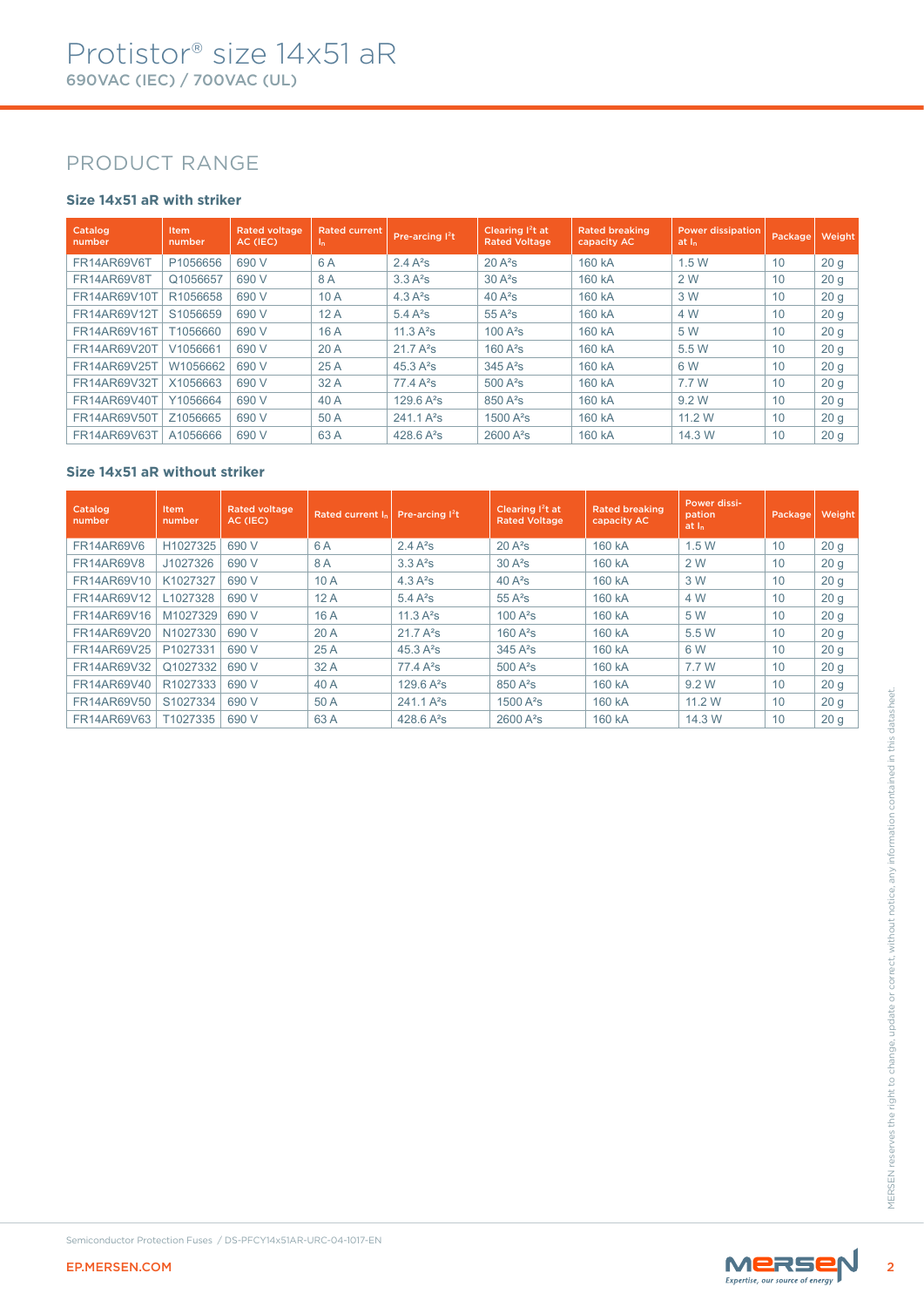# Protistor® size 14x51 aR

690VAC (IEC) / 700VAC (UL)

## PRODUCT RANGE

### Size 14x51 aR with striker

| Catalog number | Item number | Rated voltage AC (IEC) | Rated current $I_n$ | Pre-arcing $I^2t$ | Clearing $I^2t$ at Rated Voltage | Rated breaking capacity AC | Power dissipation at $I_n$ | Package | Weight |
|---|---|---|---|---|---|---|---|---|---|
| FR14AR69V6T | P1056656 | 690 V | 6 A | 2.4 A²s | 20 A²s | 160 kA | 1.5 W | 10 | 20 g |
| FR14AR69V8T | Q1056657 | 690 V | 8 A | 3.3 A²s | 30 A²s | 160 kA | 2 W | 10 | 20 g |
| FR14AR69V10T | R1056658 | 690 V | 10 A | 4.3 A²s | 40 A²s | 160 kA | 3 W | 10 | 20 g |
| FR14AR69V12T | S1056659 | 690 V | 12 A | 5.4 A²s | 55 A²s | 160 kA | 4 W | 10 | 20 g |
| FR14AR69V16T | T1056660 | 690 V | 16 A | 11.3 A²s | 100 A²s | 160 kA | 5 W | 10 | 20 g |
| FR14AR69V20T | V1056661 | 690 V | 20 A | 21.7 A²s | 160 A²s | 160 kA | 5.5 W | 10 | 20 g |
| FR14AR69V25T | W1056662 | 690 V | 25 A | 45.3 A²s | 345 A²s | 160 kA | 6 W | 10 | 20 g |
| FR14AR69V32T | X1056663 | 690 V | 32 A | 77.4 A²s | 500 A²s | 160 kA | 7.7 W | 10 | 20 g |
| FR14AR69V40T | Y1056664 | 690 V | 40 A | 129.6 A²s | 850 A²s | 160 kA | 9.2 W | 10 | 20 g |
| FR14AR69V50T | Z1056665 | 690 V | 50 A | 241.1 A²s | 1500 A²s | 160 kA | 11.2 W | 10 | 20 g |
| FR14AR69V63T | A1056666 | 690 V | 63 A | 428.6 A²s | 2600 A²s | 160 kA | 14.3 W | 10 | 20 g |

### Size 14x51 aR without striker

| Catalog number | Item number | Rated voltage AC (IEC) | Rated current $I_n$ | Pre-arcing $I^2t$ | Clearing $I^2t$ at Rated Voltage | Rated breaking capacity AC | Power dissipation at $I_n$ | Package | Weight |
|---|---|---|---|---|---|---|---|---|---|
| FR14AR69V6 | H1027325 | 690 V | 6 A | 2.4 A²s | 20 A²s | 160 kA | 1.5 W | 10 | 20 g |
| FR14AR69V8 | J1027326 | 690 V | 8 A | 3.3 A²s | 30 A²s | 160 kA | 2 W | 10 | 20 g |
| FR14AR69V10 | K1027327 | 690 V | 10 A | 4.3 A²s | 40 A²s | 160 kA | 3 W | 10 | 20 g |
| FR14AR69V12 | L1027328 | 690 V | 12 A | 5.4 A²s | 55 A²s | 160 kA | 4 W | 10 | 20 g |
| FR14AR69V16 | M1027329 | 690 V | 16 A | 11.3 A²s | 100 A²s | 160 kA | 5 W | 10 | 20 g |
| FR14AR69V20 | N1027330 | 690 V | 20 A | 21.7 A²s | 160 A²s | 160 kA | 5.5 W | 10 | 20 g |
| FR14AR69V25 | P1027331 | 690 V | 25 A | 45.3 A²s | 345 A²s | 160 kA | 6 W | 10 | 20 g |
| FR14AR69V32 | Q1027332 | 690 V | 32 A | 77.4 A²s | 500 A²s | 160 kA | 7.7 W | 10 | 20 g |
| FR14AR69V40 | R1027333 | 690 V | 40 A | 129.6 A²s | 850 A²s | 160 kA | 9.2 W | 10 | 20 g |
| FR14AR69V50 | S1027334 | 690 V | 50 A | 241.1 A²s | 1500 A²s | 160 kA | 11.2 W | 10 | 20 g |
| FR14AR69V63 | T1027335 | 690 V | 63 A | 428.6 A²s | 2600 A²s | 160 kA | 14.3 W | 10 | 20 g |

MERSEN reserves the right to change, update or correct, without notice, any information contained in this datasheet.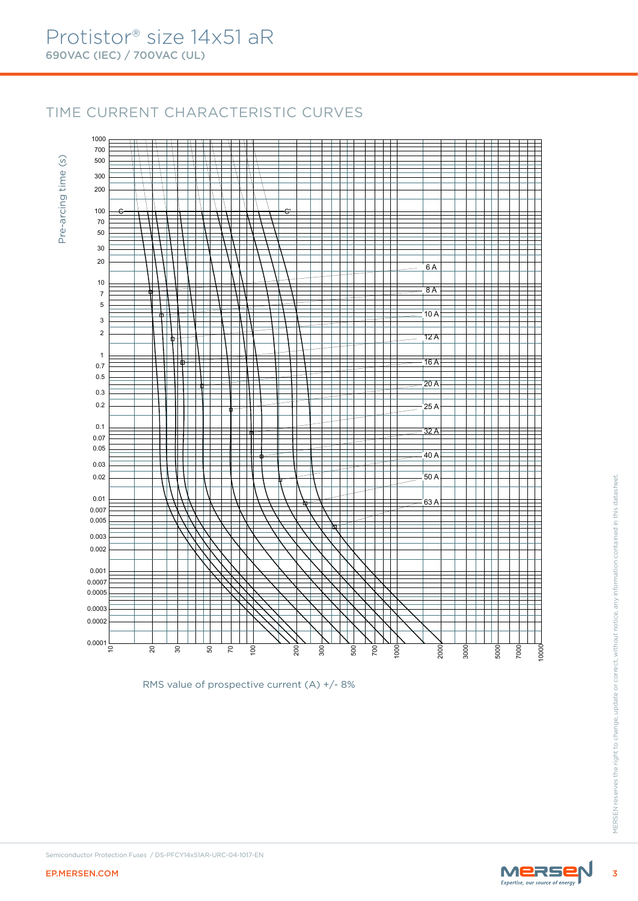# Protistor® size 14x51 aR

**690VAC (IEC) / 700VAC (UL)**

## TIME CURRENT CHARACTERISTIC CURVES

Pre-arcing time (s)

1000, 700, 500, 300, 200, 100, 70, 50, 30, 20, 10, 7, 5, 3, 2, 1, 0.7, 0.5, 0.3, 0.2, 0.1, 0.07, 0.05, 0.03, 0.02, 0.01, 0.007, 0.005, 0.003, 0.002, 0.001, 0.0007, 0.0005, 0.0003, 0.0002, 0.0001

C — C'

6 A, 8 A, 10 A, 12 A, 16 A, 20 A, 25 A, 32 A, 40 A, 50 A, 63 A

10, 20, 30, 50, 70, 100, 200, 300, 500, 700, 1000, 2000, 3000, 5000, 7000, 10000

RMS value of prospective current (A) +/- 8%

Semiconductor Protection Fuses / DS-PFCY14x51AR-URC-04-1017-EN

EP.MERSEN.COM

MERSEN reserves the right to change, update or correct, without notice, any information contained in this datasheet.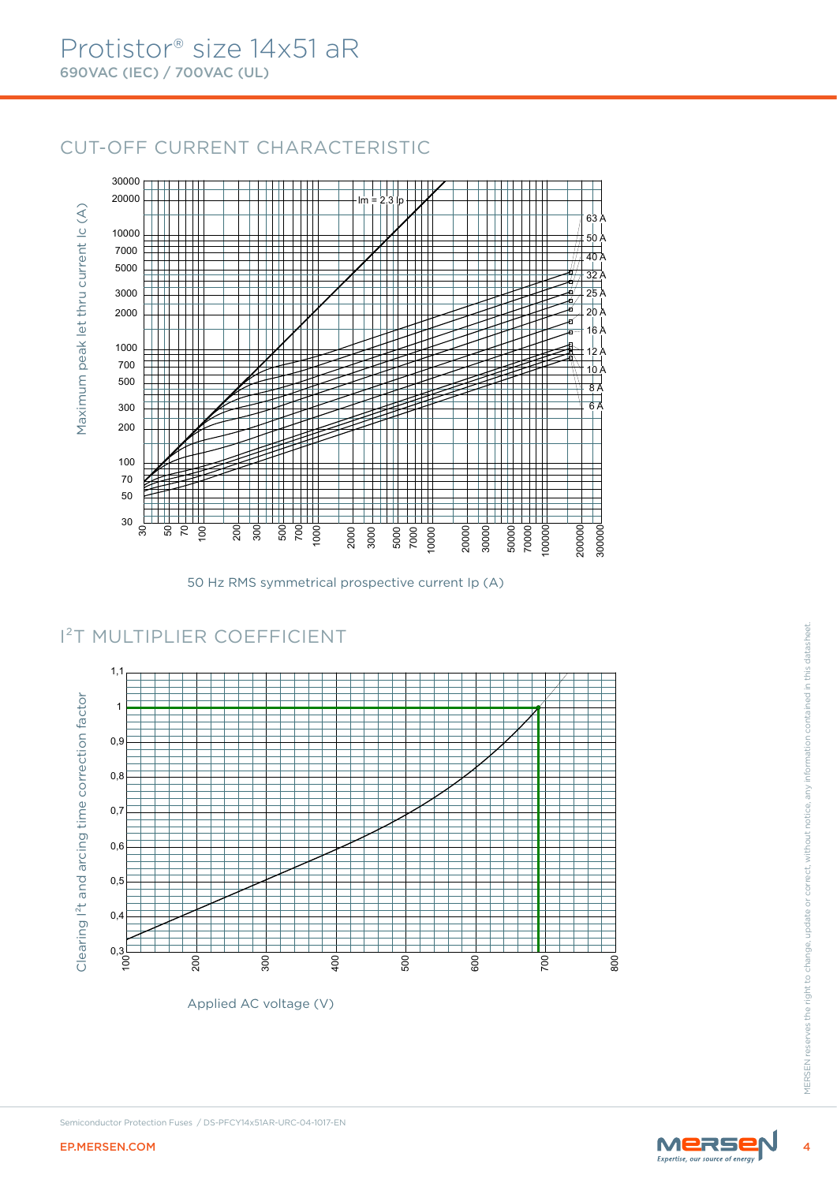# Protistor® size 14x51 aR

**690VAC (IEC) / 700VAC (UL)**

## CUT-OFF CURRENT CHARACTERISTIC

Maximum peak let thru current Ic (A)

Im = 2.3 Ip

63 A, 50 A, 40 A, 32 A, 25 A, 20 A, 16 A, 12 A, 10 A, 8 A, 6 A

50 Hz RMS symmetrical prospective current Ip (A)

## I²T MULTIPLIER COEFFICIENT

Clearing I²t and arcing time correction factor

Applied AC voltage (V)

Semiconductor Protection Fuses / DS-PFCY14x51AR-URC-04-1017-EN

EP.MERSEN.COM

MERSEN reserves the right to change, update or correct, without notice, any information contained in this datasheet.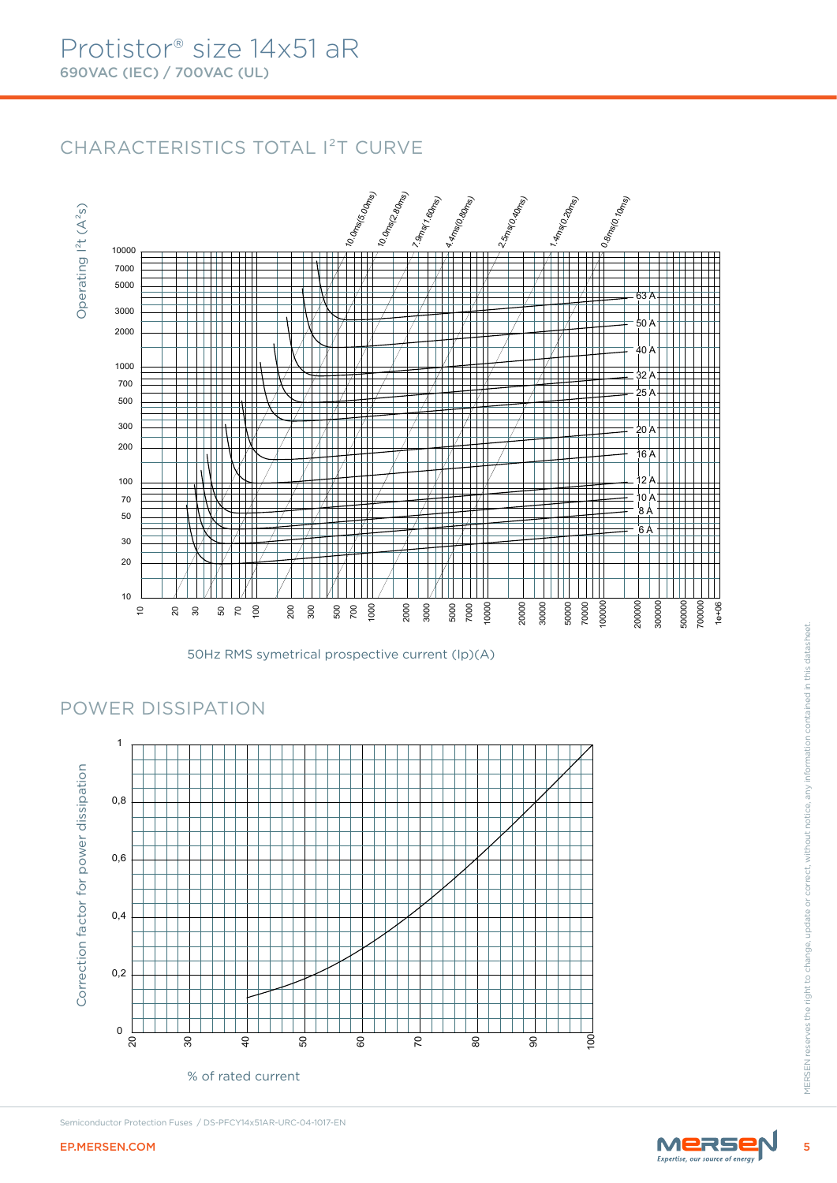# Protistor® size 14x51 aR

**690VAC (IEC) / 700VAC (UL)**

## CHARACTERISTICS TOTAL $I^2T$ CURVE

Operating $I^2t$ ($A^2s$)

10,0ms(5,00ms) 10,0ms(2,80ms) 7,9ms(1,60ms) 4,4ms(0,80ms) 2,5ms(0,40ms) 1,4ms(0,20ms) 0,8ms(0,10ms)

63 A, 50 A, 40 A, 32 A, 25 A, 20 A, 16 A, 12 A, 10 A, 8 A, 6 A

50Hz RMS symetrical prospective current (Ip)(A)

## POWER DISSIPATION

Correction factor for power dissipation

% of rated current

Semiconductor Protection Fuses / DS-PFCY14x51AR-URC-04-1017-EN

EP.MERSEN.COM

MERSEN reserves the right to change, update or correct, without notice, any information contained in this datasheet.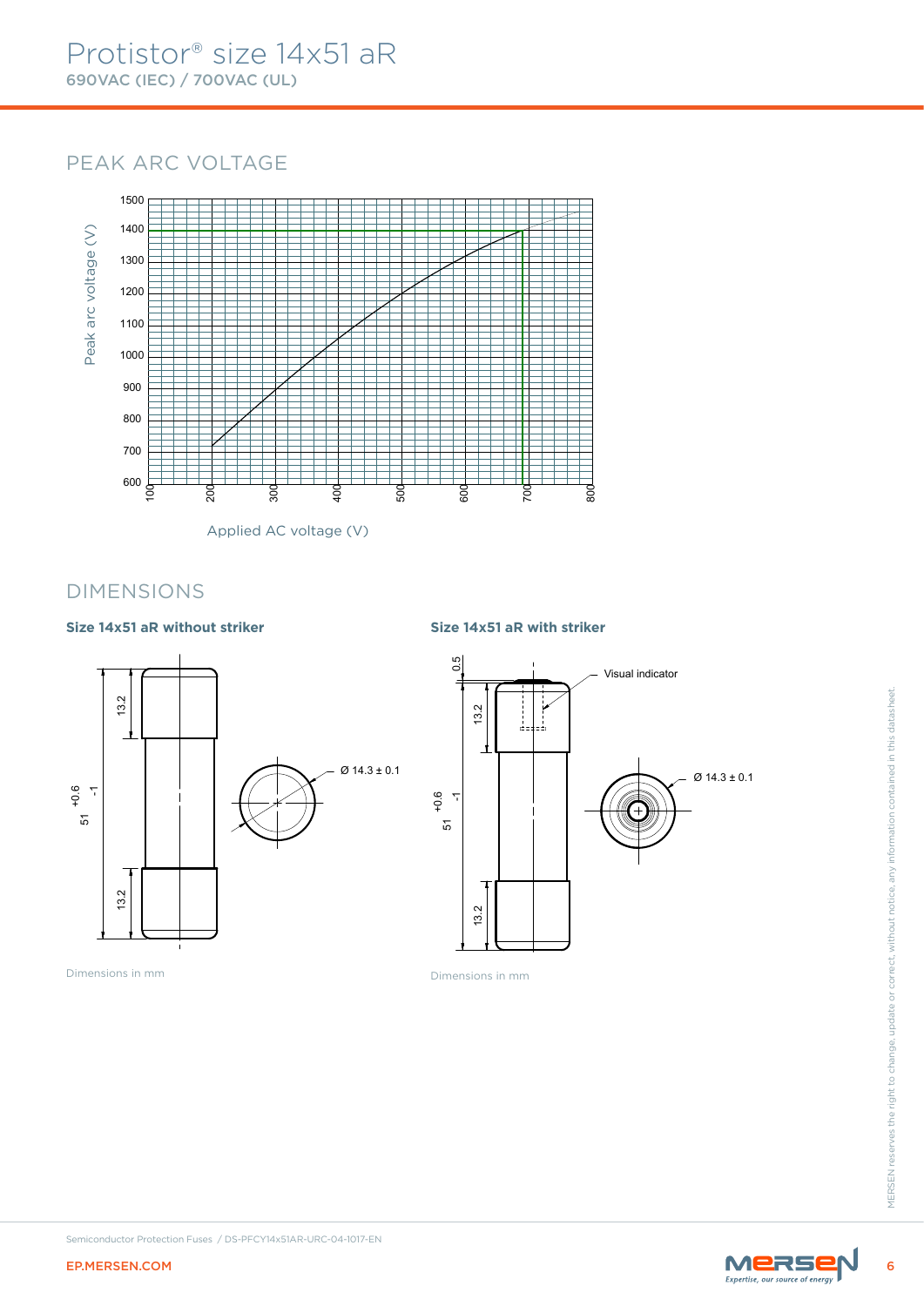# Protistor® size 14x51 aR

690VAC (IEC) / 700VAC (UL)

## PEAK ARC VOLTAGE

Peak arc voltage (V)

1500
1400
1300
1200
1100
1000
900
800
700
600

100
200
300
400
500
600
700
800

Applied AC voltage (V)

## DIMENSIONS

**Size 14x51 aR without striker**

13.2

51 +0.6 -1

13.2

Ø 14.3 ± 0.1

Dimensions in mm

**Size 14x51 aR with striker**

0.5

Visual indicator

13.2

51 +0.6 -1

13.2

Ø 14.3 ± 0.1

Dimensions in mm

MERSEN reserves the right to change, update or correct, without notice, any information contained in this datasheet.

Semiconductor Protection Fuses / DS-PFCY14x51AR-URC-04-1017-EN

EP.MERSEN.COM